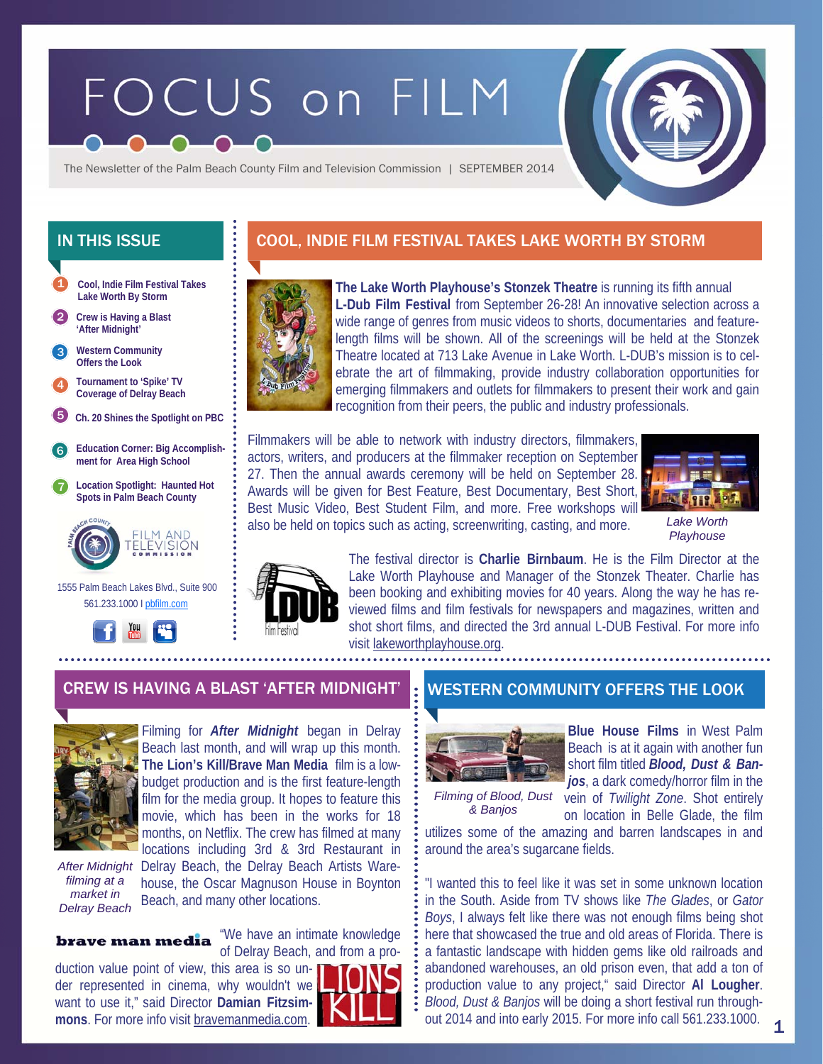# FOCUS on FILM

The Newsletter of the Palm Beach County Film and Television Commission | SEPTEMBER 2014

## IN THIS ISSUE

1. Cool, Indie Film Festival Takes Lake Worth By Storm
2. Crew is Having a Blast 'After Midnight'
3. Western Community Offers the Look
4. Tournament to 'Spike' TV Coverage of Delray Beach
5. Ch. 20 Shines the Spotlight on PBC
6. Education Corner: Big Accomplishment for Area High School
7. Location Spotlight: Haunted Hot Spots in Palm Beach County

FILM AND TELEVISION COMMISSION

1555 Palm Beach Lakes Blvd., Suite 900
561.233.1000 I pbfilm.com

## COOL, INDIE FILM FESTIVAL TAKES LAKE WORTH BY STORM

**The Lake Worth Playhouse's Stonzek Theatre** is running its fifth annual **L-Dub Film Festival** from September 26-28! An innovative selection across a wide range of genres from music videos to shorts, documentaries and feature-length films will be shown. All of the screenings will be held at the Stonzek Theatre located at 713 Lake Avenue in Lake Worth. L-DUB's mission is to celebrate the art of filmmaking, provide industry collaboration opportunities for emerging filmmakers and outlets for filmmakers to present their work and gain recognition from their peers, the public and industry professionals.

Filmmakers will be able to network with industry directors, filmmakers, actors, writers, and producers at the filmmaker reception on September 27. Then the annual awards ceremony will be held on September 28. Awards will be given for Best Feature, Best Documentary, Best Short, Best Music Video, Best Student Film, and more. Free workshops will also be held on topics such as acting, screenwriting, casting, and more.

*Lake Worth Playhouse*

The festival director is **Charlie Birnbaum**. He is the Film Director at the Lake Worth Playhouse and Manager of the Stonzek Theater. Charlie has been booking and exhibiting movies for 40 years. Along the way he has reviewed films and film festivals for newspapers and magazines, written and shot short films, and directed the 3rd annual L-DUB Festival. For more info visit lakeworthplayhouse.org.

## CREW IS HAVING A BLAST 'AFTER MIDNIGHT'

Filming for ***After Midnight*** began in Delray Beach last month, and will wrap up this month. **The Lion's Kill/Brave Man Media** film is a low-budget production and is the first feature-length film for the media group. It hopes to feature this movie, which has been in the works for 18 months, on Netflix. The crew has filmed at many locations including 3rd & 3rd Restaurant in Delray Beach, the Delray Beach Artists Warehouse, the Oscar Magnuson House in Boynton Beach, and many other locations.

*After Midnight filming at a market in Delray Beach*

"We have an intimate knowledge of Delray Beach, and from a production value point of view, this area is so under represented in cinema, why wouldn't we want to use it," said Director **Damian Fitzsimmons**. For more info visit bravemanmedia.com.

## WESTERN COMMUNITY OFFERS THE LOOK

**Blue House Films** in West Palm Beach is at it again with another fun short film titled ***Blood, Dust & Banjos***, a dark comedy/horror film in the vein of *Twilight Zone*. Shot entirely on location in Belle Glade, the film utilizes some of the amazing and barren landscapes in and around the area's sugarcane fields.

*Filming of Blood, Dust & Banjos*

"I wanted this to feel like it was set in some unknown location in the South. Aside from TV shows like *The Glades*, or *Gator Boys*, I always felt like there was not enough films being shot here that showcased the true and old areas of Florida. There is a fantastic landscape with hidden gems like old railroads and abandoned warehouses, an old prison even, that add a ton of production value to any project," said Director **Al Lougher**. *Blood, Dust & Banjos* will be doing a short festival run throughout 2014 and into early 2015. For more info call 561.233.1000.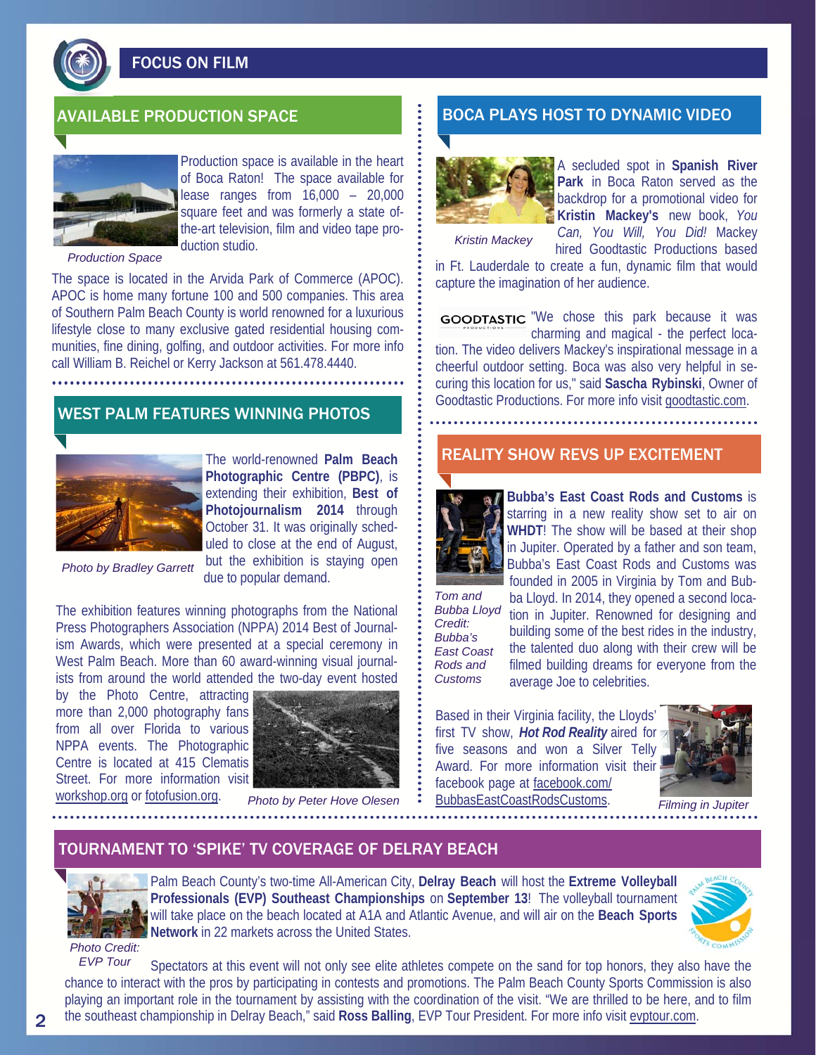# FOCUS ON FILM

## AVAILABLE PRODUCTION SPACE

Production space is available in the heart of Boca Raton! The space available for lease ranges from 16,000 – 20,000 square feet and was formerly a state of-the-art television, film and video tape production studio.

*Production Space*

The space is located in the Arvida Park of Commerce (APOC). APOC is home many fortune 100 and 500 companies. This area of Southern Palm Beach County is world renowned for a luxurious lifestyle close to many exclusive gated residential housing communities, fine dining, golfing, and outdoor activities. For more info call William B. Reichel or Kerry Jackson at 561.478.4440.

## WEST PALM FEATURES WINNING PHOTOS

The world-renowned **Palm Beach Photographic Centre (PBPC)**, is extending their exhibition, **Best of Photojournalism 2014** through October 31. It was originally scheduled to close at the end of August, but the exhibition is staying open due to popular demand.

*Photo by Bradley Garrett*

The exhibition features winning photographs from the National Press Photographers Association (NPPA) 2014 Best of Journalism Awards, which were presented at a special ceremony in West Palm Beach. More than 60 award-winning visual journalists from around the world attended the two-day event hosted by the Photo Centre, attracting more than 2,000 photography fans from all over Florida to various NPPA events. The Photographic Centre is located at 415 Clematis Street. For more information visit workshop.org or fotofusion.org.

*Photo by Peter Hove Olesen*

## BOCA PLAYS HOST TO DYNAMIC VIDEO

A secluded spot in **Spanish River Park** in Boca Raton served as the backdrop for a promotional video for **Kristin Mackey's** new book, *You Can, You Will, You Did!* Mackey hired Goodtastic Productions based in Ft. Lauderdale to create a fun, dynamic film that would capture the imagination of her audience.

*Kristin Mackey*

"We chose this park because it was charming and magical - the perfect location. The video delivers Mackey's inspirational message in a cheerful outdoor setting. Boca was also very helpful in securing this location for us," said **Sascha Rybinski**, Owner of Goodtastic Productions. For more info visit goodtastic.com.

## REALITY SHOW REVS UP EXCITEMENT

**Bubba's East Coast Rods and Customs** is starring in a new reality show set to air on **WHDT**! The show will be based at their shop in Jupiter. Operated by a father and son team, Bubba's East Coast Rods and Customs was founded in 2005 in Virginia by Tom and Bubba Lloyd. In 2014, they opened a second location in Jupiter. Renowned for designing and building some of the best rides in the industry, the talented duo along with their crew will be filmed building dreams for everyone from the average Joe to celebrities.

*Tom and Bubba Lloyd Credit: Bubba's East Coast Rods and Customs*

Based in their Virginia facility, the Lloyds' first TV show, ***Hot Rod Reality*** aired for five seasons and won a Silver Telly Award. For more information visit their facebook page at facebook.com/BubbasEastCoastRodsCustoms.

*Filming in Jupiter*

## TOURNAMENT TO 'SPIKE' TV COVERAGE OF DELRAY BEACH

Palm Beach County's two-time All-American City, **Delray Beach** will host the **Extreme Volleyball Professionals (EVP) Southeast Championships** on **September 13**! The volleyball tournament will take place on the beach located at A1A and Atlantic Avenue, and will air on the **Beach Sports Network** in 22 markets across the United States.

*Photo Credit: EVP Tour*

Spectators at this event will not only see elite athletes compete on the sand for top honors, they also have the chance to interact with the pros by participating in contests and promotions. The Palm Beach County Sports Commission is also playing an important role in the tournament by assisting with the coordination of the visit. "We are thrilled to be here, and to film the southeast championship in Delray Beach," said **Ross Balling**, EVP Tour President. For more info visit evptour.com.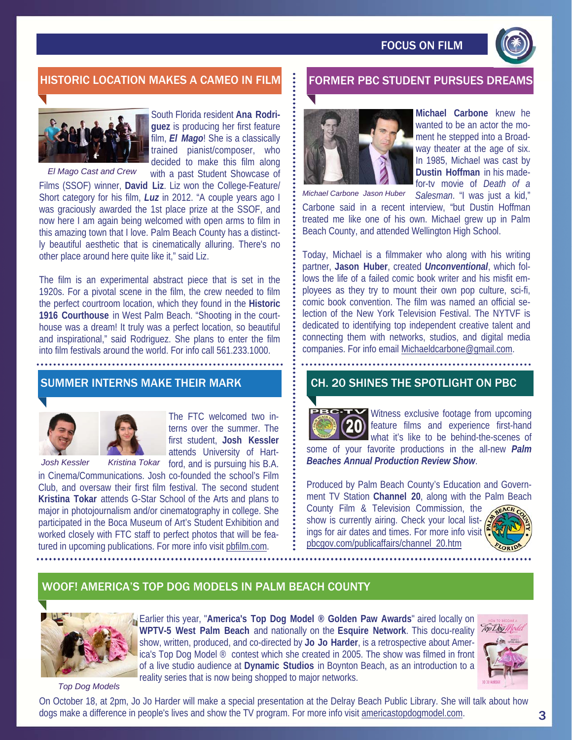# FOCUS ON FILM

## HISTORIC LOCATION MAKES A CAMEO IN FILM

*El Mago Cast and Crew*

South Florida resident **Ana Rodriguez** is producing her first feature film, ***El Mago***! She is a classically trained pianist/composer, who decided to make this film along with a past Student Showcase of Films (SSOF) winner, **David Liz**. Liz won the College-Feature/Short category for his film, ***Luz*** in 2012. "A couple years ago I was graciously awarded the 1st place prize at the SSOF, and now here I am again being welcomed with open arms to film in this amazing town that I love. Palm Beach County has a distinctly beautiful aesthetic that is cinematically alluring. There's no other place around here quite like it," said Liz.

The film is an experimental abstract piece that is set in the 1920s. For a pivotal scene in the film, the crew needed to film the perfect courtroom location, which they found in the **Historic 1916 Courthouse** in West Palm Beach. "Shooting in the courthouse was a dream! It truly was a perfect location, so beautiful and inspirational," said Rodriguez. She plans to enter the film into film festivals around the world. For info call 561.233.1000.

## FORMER PBC STUDENT PURSUES DREAMS

*Michael Carbone Jason Huber*

**Michael Carbone** knew he wanted to be an actor the moment he stepped into a Broadway theater at the age of six. In 1985, Michael was cast by **Dustin Hoffman** in his made-for-tv movie of *Death of a Salesman*. "I was just a kid," Carbone said in a recent interview, "but Dustin Hoffman treated me like one of his own. Michael grew up in Palm Beach County, and attended Wellington High School.

Today, Michael is a filmmaker who along with his writing partner, **Jason Huber**, created ***Unconventional***, which follows the life of a failed comic book writer and his misfit employees as they try to mount their own pop culture, sci-fi, comic book convention. The film was named an official selection of the New York Television Festival. The NYTVF is dedicated to identifying top independent creative talent and connecting them with networks, studios, and digital media companies. For info email Michaeldcarbone@gmail.com.

## SUMMER INTERNS MAKE THEIR MARK

*Josh Kessler Kristina Tokar*

The FTC welcomed two interns over the summer. The first student, **Josh Kessler** attends University of Hartford, and is pursuing his B.A. in Cinema/Communications. Josh co-founded the school's Film Club, and oversaw their first film festival. The second student **Kristina Tokar** attends G-Star School of the Arts and plans to major in photojournalism and/or cinematography in college. She participated in the Boca Museum of Art's Student Exhibition and worked closely with FTC staff to perfect photos that will be featured in upcoming publications. For more info visit pbfilm.com.

## CH. 20 SHINES THE SPOTLIGHT ON PBC

Witness exclusive footage from upcoming feature films and experience first-hand what it's like to be behind-the-scenes of some of your favorite productions in the all-new ***Palm Beaches Annual Production Review Show***.

Produced by Palm Beach County's Education and Government TV Station **Channel 20**, along with the Palm Beach County Film & Television Commission, the show is currently airing. Check your local listings for air dates and times. For more info visit pbcgov.com/publicaffairs/channel_20.htm

## WOOF! AMERICA'S TOP DOG MODELS IN PALM BEACH COUNTY

*Top Dog Models*

Earlier this year, "**America's Top Dog Model ® Golden Paw Awards**" aired locally on **WPTV-5 West Palm Beach** and nationally on the **Esquire Network**. This docu-reality show, written, produced, and co-directed by **Jo Jo Harder**, is a retrospective about America's Top Dog Model ® contest which she created in 2005. The show was filmed in front of a live studio audience at **Dynamic Studios** in Boynton Beach, as an introduction to a reality series that is now being shopped to major networks.

On October 18, at 2pm, Jo Jo Harder will make a special presentation at the Delray Beach Public Library. She will talk about how dogs make a difference in people's lives and show the TV program. For more info visit americastopdogmodel.com.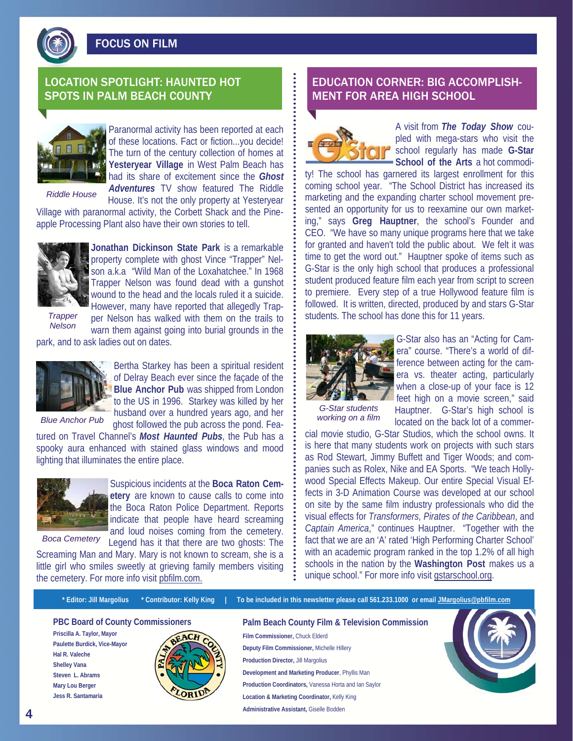## FOCUS ON FILM

### LOCATION SPOTLIGHT: HAUNTED HOT SPOTS IN PALM BEACH COUNTY

Riddle House

Paranormal activity has been reported at each of these locations. Fact or fiction...you decide! The turn of the century collection of homes at **Yesteryear Village** in West Palm Beach has had its share of excitement since the ***Ghost Adventures*** TV show featured The Riddle House. It's not the only property at Yesteryear Village with paranormal activity, the Corbett Shack and the Pineapple Processing Plant also have their own stories to tell.

Trapper Nelson

**Jonathan Dickinson State Park** is a remarkable property complete with ghost Vince "Trapper" Nelson a.k.a "Wild Man of the Loxahatchee." In 1968 Trapper Nelson was found dead with a gunshot wound to the head and the locals ruled it a suicide. However, many have reported that allegedly Trapper Nelson has walked with them on the trails to warn them against going into burial grounds in the park, and to ask ladies out on dates.

Blue Anchor Pub

Bertha Starkey has been a spiritual resident of Delray Beach ever since the façade of the **Blue Anchor Pub** was shipped from London to the US in 1996. Starkey was killed by her husband over a hundred years ago, and her ghost followed the pub across the pond. Featured on Travel Channel's ***Most Haunted Pubs***, the Pub has a spooky aura enhanced with stained glass windows and mood lighting that illuminates the entire place.

Boca Cemetery

Suspicious incidents at the **Boca Raton Cemetery** are known to cause calls to come into the Boca Raton Police Department. Reports indicate that people have heard screaming and loud noises coming from the cemetery. Legend has it that there are two ghosts: The Screaming Man and Mary. Mary is not known to scream, she is a little girl who smiles sweetly at grieving family members visiting the cemetery. For more info visit pbfilm.com.

### EDUCATION CORNER: BIG ACCOMPLISHMENT FOR AREA HIGH SCHOOL

A visit from ***The Today Show*** coupled with mega-stars who visit the school regularly has made **G-Star School of the Arts** a hot commodity! The school has garnered its largest enrollment for this coming school year. "The School District has increased its marketing and the expanding charter school movement presented an opportunity for us to reexamine our own marketing," says **Greg Hauptner**, the school's Founder and CEO. "We have so many unique programs here that we take for granted and haven't told the public about. We felt it was time to get the word out." Hauptner spoke of items such as G-Star is the only high school that produces a professional student produced feature film each year from script to screen to premiere. Every step of a true Hollywood feature film is followed. It is written, directed, produced by and stars G-Star students. The school has done this for 11 years.

G-Star students working on a film

G-Star also has an "Acting for Camera" course. "There's a world of difference between acting for the camera vs. theater acting, particularly when a close-up of your face is 12 feet high on a movie screen," said Hauptner. G-Star's high school is located on the back lot of a commercial movie studio, G-Star Studios, which the school owns. It is here that many students work on projects with such stars as Rod Stewart, Jimmy Buffett and Tiger Woods; and companies such as Rolex, Nike and EA Sports. "We teach Hollywood Special Effects Makeup. Our entire Special Visual Effects in 3-D Animation Course was developed at our school on site by the same film industry professionals who did the visual effects for *Transformers, Pirates of the Caribbean*, and *Captain America*," continues Hauptner. "Together with the fact that we are an 'A' rated 'High Performing Charter School' with an academic program ranked in the top 1.2% of all high schools in the nation by the **Washington Post** makes us a unique school." For more info visit gstarschool.org.

---

**\* Editor: Jill Margolius \* Contributor: Kelly King | To be included in this newsletter please call 561.233.1000 or email JMargolius@pbfilm.com**

**PBC Board of County Commissioners**

**Priscilla A. Taylor, Mayor**
**Paulette Burdick, Vice-Mayor**
**Hal R. Valeche**
**Shelley Vana**
**Steven L. Abrams**
**Mary Lou Berger**
**Jess R. Santamaria**

**Palm Beach County Film & Television Commission**

**Film Commissioner,** Chuck Elderd
**Deputy Film Commissioner,** Michelle Hillery
**Production Director,** Jill Margolius
**Development and Marketing Producer**, Phyllis Man
**Production Coordinators,** Vanessa Horta and Ian Saylor
**Location & Marketing Coordinator,** Kelly King
**Administrative Assistant,** Giselle Bodden